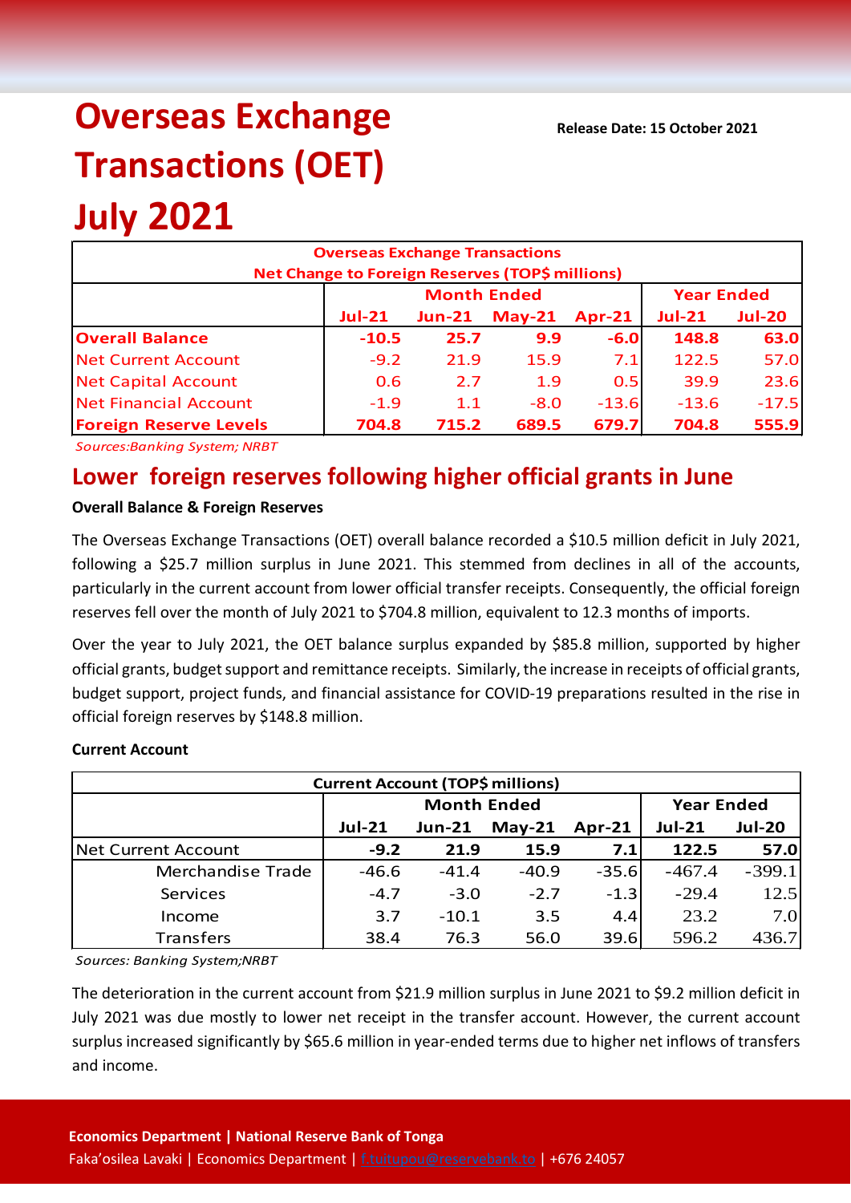# Overseas Exchange Transactions (OET) July 2021

**Release Date: 15 October 2021**

| Overseas Exchange Transactions Net Change to Foreign Reserves (TOP$ millions) | | | | | | |
|---|---|---|---|---|---|---|
| | Month Ended | | | | Year Ended | |
| | Jul-21 | Jun-21 | May-21 | Apr-21 | Jul-21 | Jul-20 |
| **Overall Balance** | **-10.5** | **25.7** | **9.9** | **-6.0** | **148.8** | **63.0** |
| Net Current Account | -9.2 | 21.9 | 15.9 | 7.1 | 122.5 | 57.0 |
| Net Capital Account | 0.6 | 2.7 | 1.9 | 0.5 | 39.9 | 23.6 |
| Net Financial Account | -1.9 | 1.1 | -8.0 | -13.6 | -13.6 | -17.5 |
| **Foreign Reserve Levels** | **704.8** | **715.2** | **689.5** | **679.7** | **704.8** | **555.9** |

*Sources:Banking System; NRBT*

## Lower foreign reserves following higher official grants in June

**Overall Balance & Foreign Reserves**

The Overseas Exchange Transactions (OET) overall balance recorded a $10.5 million deficit in July 2021, following a $25.7 million surplus in June 2021. This stemmed from declines in all of the accounts, particularly in the current account from lower official transfer receipts. Consequently, the official foreign reserves fell over the month of July 2021 to $704.8 million, equivalent to 12.3 months of imports.

Over the year to July 2021, the OET balance surplus expanded by $85.8 million, supported by higher official grants, budget support and remittance receipts. Similarly, the increase in receipts of official grants, budget support, project funds, and financial assistance for COVID-19 preparations resulted in the rise in official foreign reserves by $148.8 million.

**Current Account**

| Current Account (TOP$ millions) | | | | | | |
|---|---|---|---|---|---|---|
| | Month Ended | | | | Year Ended | |
| | Jul-21 | Jun-21 | May-21 | Apr-21 | Jul-21 | Jul-20 |
| Net Current Account | **-9.2** | **21.9** | **15.9** | **7.1** | **122.5** | **57.0** |
| Merchandise Trade | -46.6 | -41.4 | -40.9 | -35.6 | -467.4 | -399.1 |
| Services | -4.7 | -3.0 | -2.7 | -1.3 | -29.4 | 12.5 |
| Income | 3.7 | -10.1 | 3.5 | 4.4 | 23.2 | 7.0 |
| Transfers | 38.4 | 76.3 | 56.0 | 39.6 | 596.2 | 436.7 |

*Sources: Banking System;NRBT*

The deterioration in the current account from $21.9 million surplus in June 2021 to $9.2 million deficit in July 2021 was due mostly to lower net receipt in the transfer account. However, the current account surplus increased significantly by $65.6 million in year-ended terms due to higher net inflows of transfers and income.

**Economics Department | National Reserve Bank of Tonga**
Faka'osilea Lavaki | Economics Department | f.tuitupou@reservebank.to | +676 24057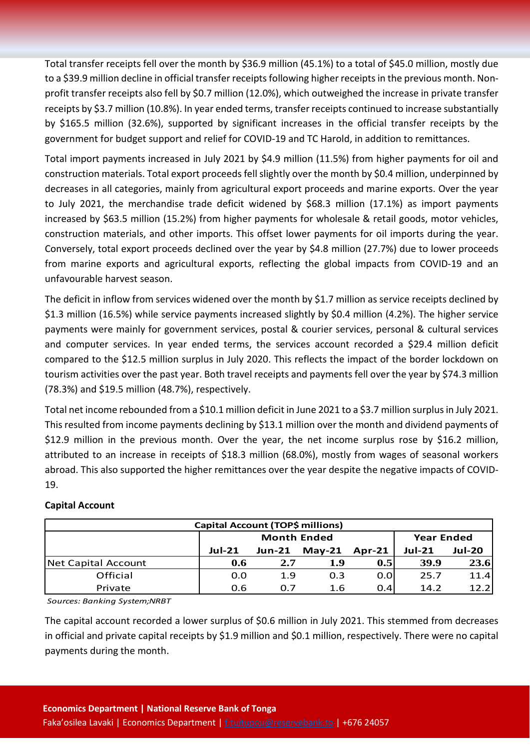Total transfer receipts fell over the month by $36.9 million (45.1%) to a total of $45.0 million, mostly due to a $39.9 million decline in official transfer receipts following higher receipts in the previous month. Non-profit transfer receipts also fell by $0.7 million (12.0%), which outweighed the increase in private transfer receipts by $3.7 million (10.8%). In year ended terms, transfer receipts continued to increase substantially by $165.5 million (32.6%), supported by significant increases in the official transfer receipts by the government for budget support and relief for COVID-19 and TC Harold, in addition to remittances.

Total import payments increased in July 2021 by $4.9 million (11.5%) from higher payments for oil and construction materials. Total export proceeds fell slightly over the month by $0.4 million, underpinned by decreases in all categories, mainly from agricultural export proceeds and marine exports. Over the year to July 2021, the merchandise trade deficit widened by $68.3 million (17.1%) as import payments increased by $63.5 million (15.2%) from higher payments for wholesale & retail goods, motor vehicles, construction materials, and other imports. This offset lower payments for oil imports during the year. Conversely, total export proceeds declined over the year by $4.8 million (27.7%) due to lower proceeds from marine exports and agricultural exports, reflecting the global impacts from COVID-19 and an unfavourable harvest season.

The deficit in inflow from services widened over the month by $1.7 million as service receipts declined by $1.3 million (16.5%) while service payments increased slightly by $0.4 million (4.2%). The higher service payments were mainly for government services, postal & courier services, personal & cultural services and computer services. In year ended terms, the services account recorded a $29.4 million deficit compared to the $12.5 million surplus in July 2020. This reflects the impact of the border lockdown on tourism activities over the past year. Both travel receipts and payments fell over the year by $74.3 million (78.3%) and $19.5 million (48.7%), respectively.

Total net income rebounded from a $10.1 million deficit in June 2021 to a $3.7 million surplus in July 2021. This resulted from income payments declining by $13.1 million over the month and dividend payments of $12.9 million in the previous month. Over the year, the net income surplus rose by $16.2 million, attributed to an increase in receipts of $18.3 million (68.0%), mostly from wages of seasonal workers abroad. This also supported the higher remittances over the year despite the negative impacts of COVID-19.

**Capital Account**

| Capital Account (TOP$ millions) | | | | | | |
|---|---|---|---|---|---|---|
| | Month Ended | | | | Year Ended | |
| | Jul-21 | Jun-21 | May-21 | Apr-21 | Jul-21 | Jul-20 |
| Net Capital Account | **0.6** | **2.7** | **1.9** | **0.5** | **39.9** | **23.6** |
| Official | 0.0 | 1.9 | 0.3 | 0.0 | 25.7 | 11.4 |
| Private | 0.6 | 0.7 | 1.6 | 0.4 | 14.2 | 12.2 |

*Sources: Banking System;NRBT*

The capital account recorded a lower surplus of $0.6 million in July 2021. This stemmed from decreases in official and private capital receipts by $1.9 million and $0.1 million, respectively. There were no capital payments during the month.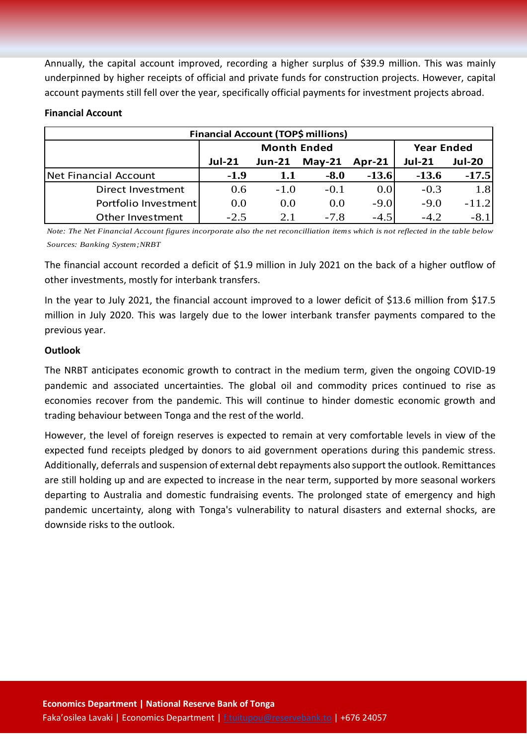Annually, the capital account improved, recording a higher surplus of $39.9 million. This was mainly underpinned by higher receipts of official and private funds for construction projects. However, capital account payments still fell over the year, specifically official payments for investment projects abroad.

**Financial Account**

| Financial Account (TOP$ millions) | | | | | | |
|---|---|---|---|---|---|---|
| | Month Ended | | | | Year Ended | |
| | Jul-21 | Jun-21 | May-21 | Apr-21 | Jul-21 | Jul-20 |
| **Net Financial Account** | **-1.9** | **1.1** | **-8.0** | **-13.6** | **-13.6** | **-17.5** |
| Direct Investment | 0.6 | -1.0 | -0.1 | 0.0 | -0.3 | 1.8 |
| Portfolio Investment | 0.0 | 0.0 | 0.0 | -9.0 | -9.0 | -11.2 |
| Other Investment | -2.5 | 2.1 | -7.8 | -4.5 | -4.2 | -8.1 |

*Note: The Net Financial Account figures incorporate also the net reconcilliation items which is not reflected in the table below*
*Sources: Banking System;NRBT*

The financial account recorded a deficit of $1.9 million in July 2021 on the back of a higher outflow of other investments, mostly for interbank transfers.

In the year to July 2021, the financial account improved to a lower deficit of $13.6 million from $17.5 million in July 2020. This was largely due to the lower interbank transfer payments compared to the previous year.

**Outlook**

The NRBT anticipates economic growth to contract in the medium term, given the ongoing COVID-19 pandemic and associated uncertainties. The global oil and commodity prices continued to rise as economies recover from the pandemic. This will continue to hinder domestic economic growth and trading behaviour between Tonga and the rest of the world.

However, the level of foreign reserves is expected to remain at very comfortable levels in view of the expected fund receipts pledged by donors to aid government operations during this pandemic stress. Additionally, deferrals and suspension of external debt repayments also support the outlook. Remittances are still holding up and are expected to increase in the near term, supported by more seasonal workers departing to Australia and domestic fundraising events. The prolonged state of emergency and high pandemic uncertainty, along with Tonga's vulnerability to natural disasters and external shocks, are downside risks to the outlook.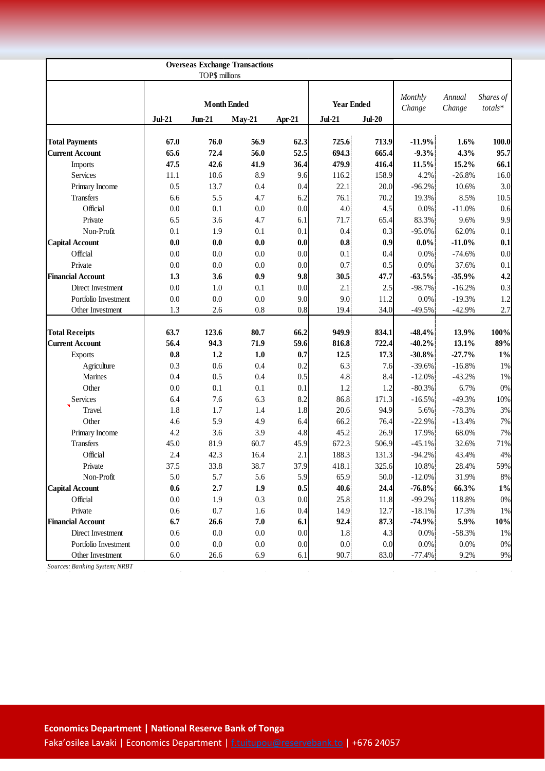**Overseas Exchange Transactions**
TOP$ millions

| | Month Ended | | | | Year Ended | | *Monthly Change* | *Annual Change* | *Shares of totals** |
|---|---|---|---|---|---|---|---|---|---|
| | **Jul-21** | **Jun-21** | **May-21** | **Apr-21** | **Jul-21** | **Jul-20** | | | |
| **Total Payments** | **67.0** | **76.0** | **56.9** | **62.3** | **725.6** | **713.9** | **-11.9%** | **1.6%** | **100.0** |
| **Current Account** | **65.6** | **72.4** | **56.0** | **52.5** | **694.3** | **665.4** | **-9.3%** | **4.3%** | **95.7** |
| Imports | **47.5** | **42.6** | **41.9** | **36.4** | **479.9** | **416.4** | **11.5%** | **15.2%** | **66.1** |
| Services | 11.1 | 10.6 | 8.9 | 9.6 | 116.2 | 158.9 | 4.2% | -26.8% | 16.0 |
| Primary Income | 0.5 | 13.7 | 0.4 | 0.4 | 22.1 | 20.0 | -96.2% | 10.6% | 3.0 |
| Transfers | 6.6 | 5.5 | 4.7 | 6.2 | 76.1 | 70.2 | 19.3% | 8.5% | 10.5 |
| Official | 0.0 | 0.1 | 0.0 | 0.0 | 4.0 | 4.5 | 0.0% | -11.0% | 0.6 |
| Private | 6.5 | 3.6 | 4.7 | 6.1 | 71.7 | 65.4 | 83.3% | 9.6% | 9.9 |
| Non-Profit | 0.1 | 1.9 | 0.1 | 0.1 | 0.4 | 0.3 | -95.0% | 62.0% | 0.1 |
| **Capital Account** | **0.0** | **0.0** | **0.0** | **0.0** | **0.8** | **0.9** | **0.0%** | **-11.0%** | **0.1** |
| Official | 0.0 | 0.0 | 0.0 | 0.0 | 0.1 | 0.4 | 0.0% | -74.6% | 0.0 |
| Private | 0.0 | 0.0 | 0.0 | 0.0 | 0.7 | 0.5 | 0.0% | 37.6% | 0.1 |
| **Financial Account** | **1.3** | **3.6** | **0.9** | **9.8** | **30.5** | **47.7** | **-63.5%** | **-35.9%** | **4.2** |
| Direct Investment | 0.0 | 1.0 | 0.1 | 0.0 | 2.1 | 2.5 | -98.7% | -16.2% | 0.3 |
| Portfolio Investment | 0.0 | 0.0 | 0.0 | 9.0 | 9.0 | 11.2 | 0.0% | -19.3% | 1.2 |
| Other Investment | 1.3 | 2.6 | 0.8 | 0.8 | 19.4 | 34.0 | -49.5% | -42.9% | 2.7 |
| **Total Receipts** | **63.7** | **123.6** | **80.7** | **66.2** | **949.9** | **834.1** | **-48.4%** | **13.9%** | **100%** |
| **Current Account** | **56.4** | **94.3** | **71.9** | **59.6** | **816.8** | **722.4** | **-40.2%** | **13.1%** | **89%** |
| Exports | **0.8** | **1.2** | **1.0** | **0.7** | **12.5** | **17.3** | **-30.8%** | **-27.7%** | **1%** |
| Agriculture | 0.3 | 0.6 | 0.4 | 0.2 | 6.3 | 7.6 | -39.6% | -16.8% | 1% |
| Marines | 0.4 | 0.5 | 0.4 | 0.5 | 4.8 | 8.4 | -12.0% | -43.2% | 1% |
| Other | 0.0 | 0.1 | 0.1 | 0.1 | 1.2 | 1.2 | -80.3% | 6.7% | 0% |
| Services | 6.4 | 7.6 | 6.3 | 8.2 | 86.8 | 171.3 | -16.5% | -49.3% | 10% |
| Travel | 1.8 | 1.7 | 1.4 | 1.8 | 20.6 | 94.9 | 5.6% | -78.3% | 3% |
| Other | 4.6 | 5.9 | 4.9 | 6.4 | 66.2 | 76.4 | -22.9% | -13.4% | 7% |
| Primary Income | 4.2 | 3.6 | 3.9 | 4.8 | 45.2 | 26.9 | 17.9% | 68.0% | 7% |
| Transfers | 45.0 | 81.9 | 60.7 | 45.9 | 672.3 | 506.9 | -45.1% | 32.6% | 71% |
| Official | 2.4 | 42.3 | 16.4 | 2.1 | 188.3 | 131.3 | -94.2% | 43.4% | 4% |
| Private | 37.5 | 33.8 | 38.7 | 37.9 | 418.1 | 325.6 | 10.8% | 28.4% | 59% |
| Non-Profit | 5.0 | 5.7 | 5.6 | 5.9 | 65.9 | 50.0 | -12.0% | 31.9% | 8% |
| **Capital Account** | **0.6** | **2.7** | **1.9** | **0.5** | **40.6** | **24.4** | **-76.8%** | **66.3%** | **1%** |
| Official | 0.0 | 1.9 | 0.3 | 0.0 | 25.8 | 11.8 | -99.2% | 118.8% | 0% |
| Private | 0.6 | 0.7 | 1.6 | 0.4 | 14.9 | 12.7 | -18.1% | 17.3% | 1% |
| **Financial Account** | **6.7** | **26.6** | **7.0** | **6.1** | **92.4** | **87.3** | **-74.9%** | **5.9%** | **10%** |
| Direct Investment | 0.6 | 0.0 | 0.0 | 0.0 | 1.8 | 4.3 | 0.0% | -58.3% | 1% |
| Portfolio Investment | 0.0 | 0.0 | 0.0 | 0.0 | 0.0 | 0.0 | 0.0% | 0.0% | 0% |
| Other Investment | 6.0 | 26.6 | 6.9 | 6.1 | 90.7 | 83.0 | -77.4% | 9.2% | 9% |

*Sources: Banking System; NRBT*

**Economics Department | National Reserve Bank of Tonga**
Faka'osilea Lavaki | Economics Department | f.tuitupou@reservebank.to | +676 24057